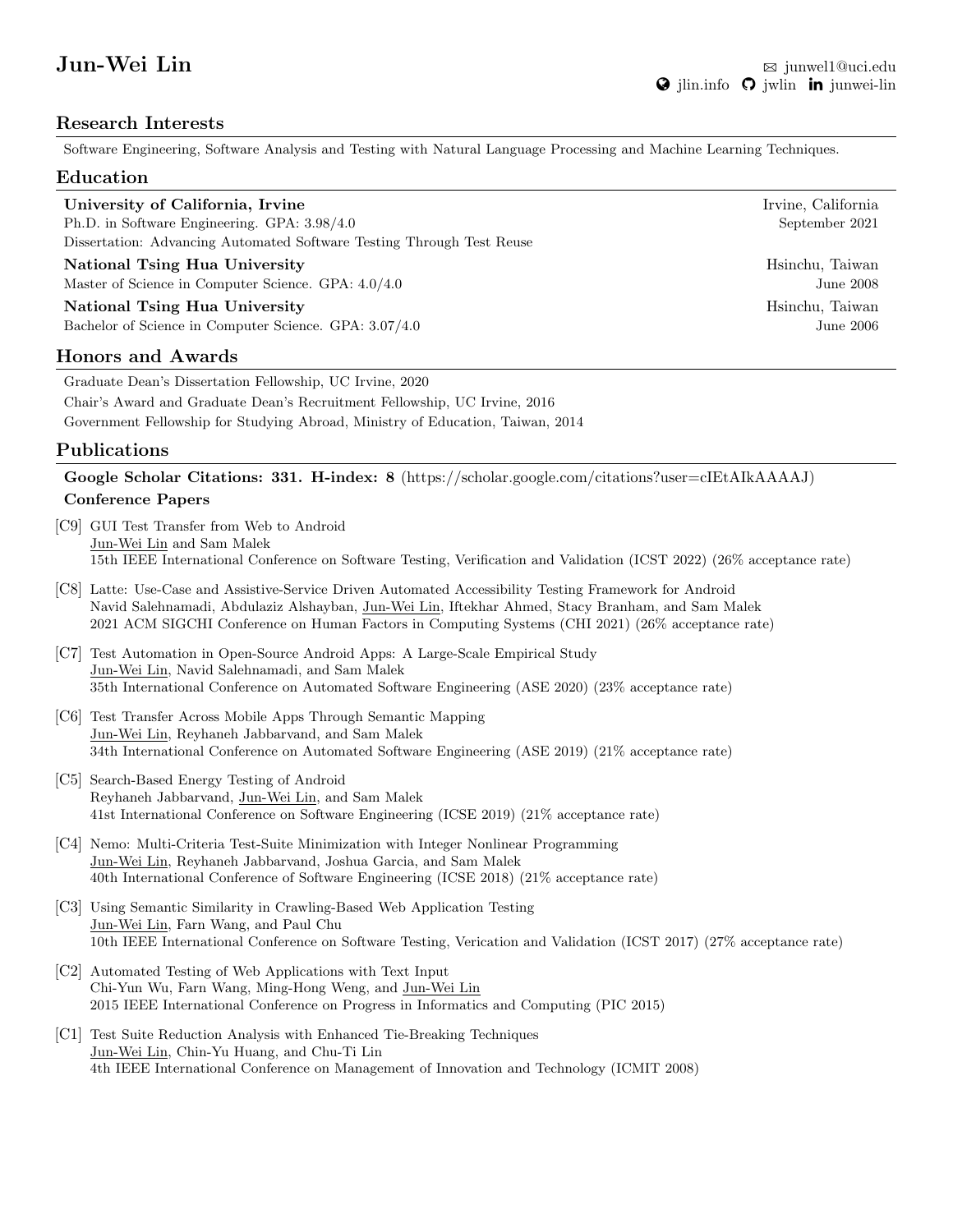# Jun-Wei Lin

✉ junwel1@uci.edu
jlin.info  jwlin  junwei-lin

## Research Interests

Software Engineering, Software Analysis and Testing with Natural Language Processing and Machine Learning Techniques.

## Education

**University of California, Irvine** — Irvine, California
Ph.D. in Software Engineering. GPA: 3.98/4.0 — September 2021
Dissertation: Advancing Automated Software Testing Through Test Reuse

**National Tsing Hua University** — Hsinchu, Taiwan
Master of Science in Computer Science. GPA: 4.0/4.0 — June 2008

**National Tsing Hua University** — Hsinchu, Taiwan
Bachelor of Science in Computer Science. GPA: 3.07/4.0 — June 2006

## Honors and Awards

Graduate Dean's Dissertation Fellowship, UC Irvine, 2020
Chair's Award and Graduate Dean's Recruitment Fellowship, UC Irvine, 2016
Government Fellowship for Studying Abroad, Ministry of Education, Taiwan, 2014

## Publications

**Google Scholar Citations: 331. H-index: 8** (https://scholar.google.com/citations?user=cIEtAIkAAAAJ)

### Conference Papers

[C9] GUI Test Transfer from Web to Android
Jun-Wei Lin and Sam Malek
15th IEEE International Conference on Software Testing, Verification and Validation (ICST 2022) (26% acceptance rate)

[C8] Latte: Use-Case and Assistive-Service Driven Automated Accessibility Testing Framework for Android
Navid Salehnamadi, Abdulaziz Alshayban, Jun-Wei Lin, Iftekhar Ahmed, Stacy Branham, and Sam Malek
2021 ACM SIGCHI Conference on Human Factors in Computing Systems (CHI 2021) (26% acceptance rate)

[C7] Test Automation in Open-Source Android Apps: A Large-Scale Empirical Study
Jun-Wei Lin, Navid Salehnamadi, and Sam Malek
35th International Conference on Automated Software Engineering (ASE 2020) (23% acceptance rate)

[C6] Test Transfer Across Mobile Apps Through Semantic Mapping
Jun-Wei Lin, Reyhaneh Jabbarvand, and Sam Malek
34th International Conference on Automated Software Engineering (ASE 2019) (21% acceptance rate)

[C5] Search-Based Energy Testing of Android
Reyhaneh Jabbarvand, Jun-Wei Lin, and Sam Malek
41st International Conference on Software Engineering (ICSE 2019) (21% acceptance rate)

[C4] Nemo: Multi-Criteria Test-Suite Minimization with Integer Nonlinear Programming
Jun-Wei Lin, Reyhaneh Jabbarvand, Joshua Garcia, and Sam Malek
40th International Conference of Software Engineering (ICSE 2018) (21% acceptance rate)

[C3] Using Semantic Similarity in Crawling-Based Web Application Testing
Jun-Wei Lin, Farn Wang, and Paul Chu
10th IEEE International Conference on Software Testing, Verication and Validation (ICST 2017) (27% acceptance rate)

[C2] Automated Testing of Web Applications with Text Input
Chi-Yun Wu, Farn Wang, Ming-Hong Weng, and Jun-Wei Lin
2015 IEEE International Conference on Progress in Informatics and Computing (PIC 2015)

[C1] Test Suite Reduction Analysis with Enhanced Tie-Breaking Techniques
Jun-Wei Lin, Chin-Yu Huang, and Chu-Ti Lin
4th IEEE International Conference on Management of Innovation and Technology (ICMIT 2008)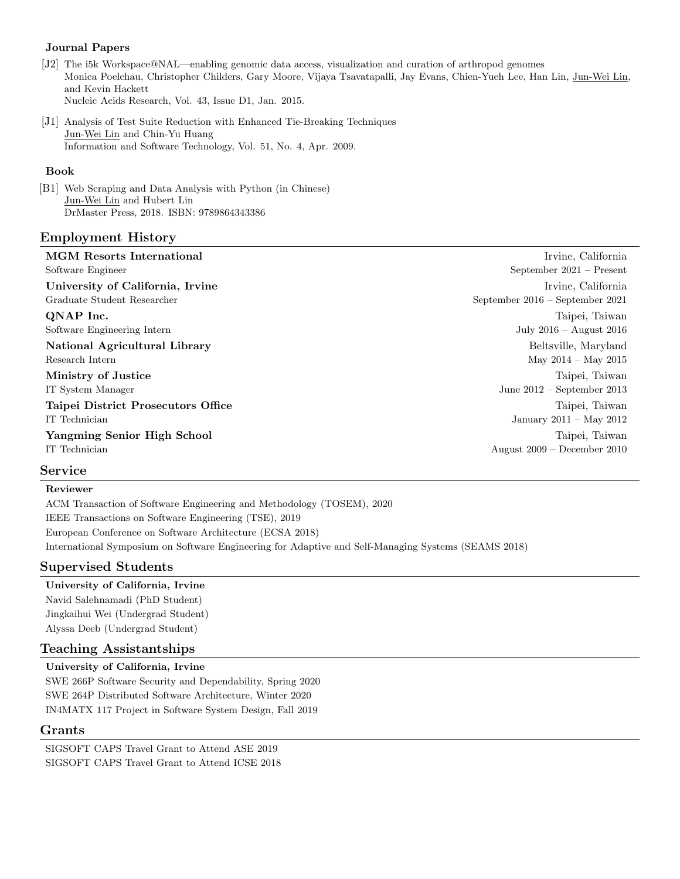### Journal Papers

[J2] The i5k Workspace@NAL—enabling genomic data access, visualization and curation of arthropod genomes
Monica Poelchau, Christopher Childers, Gary Moore, Vijaya Tsavatapalli, Jay Evans, Chien-Yueh Lee, Han Lin, Jun-Wei Lin, and Kevin Hackett
Nucleic Acids Research, Vol. 43, Issue D1, Jan. 2015.

[J1] Analysis of Test Suite Reduction with Enhanced Tie-Breaking Techniques
Jun-Wei Lin and Chin-Yu Huang
Information and Software Technology, Vol. 51, No. 4, Apr. 2009.

### Book

[B1] Web Scraping and Data Analysis with Python (in Chinese)
Jun-Wei Lin and Hubert Lin
DrMaster Press, 2018. ISBN: 9789864343386

## Employment History

**MGM Resorts International** — Irvine, California
Software Engineer — September 2021 – Present

**University of California, Irvine** — Irvine, California
Graduate Student Researcher — September 2016 – September 2021

**QNAP Inc.** — Taipei, Taiwan
Software Engineering Intern — July 2016 – August 2016

**National Agricultural Library** — Beltsville, Maryland
Research Intern — May 2014 – May 2015

**Ministry of Justice** — Taipei, Taiwan
IT System Manager — June 2012 – September 2013

**Taipei District Prosecutors Office** — Taipei, Taiwan
IT Technician — January 2011 – May 2012

**Yangming Senior High School** — Taipei, Taiwan
IT Technician — August 2009 – December 2010

## Service

### Reviewer

ACM Transaction of Software Engineering and Methodology (TOSEM), 2020
IEEE Transactions on Software Engineering (TSE), 2019
European Conference on Software Architecture (ECSA 2018)
International Symposium on Software Engineering for Adaptive and Self-Managing Systems (SEAMS 2018)

## Supervised Students

### University of California, Irvine

Navid Salehnamadi (PhD Student)
Jingkaihui Wei (Undergrad Student)
Alyssa Deeb (Undergrad Student)

## Teaching Assistantships

### University of California, Irvine

SWE 266P Software Security and Dependability, Spring 2020
SWE 264P Distributed Software Architecture, Winter 2020
IN4MATX 117 Project in Software System Design, Fall 2019

## Grants

SIGSOFT CAPS Travel Grant to Attend ASE 2019
SIGSOFT CAPS Travel Grant to Attend ICSE 2018